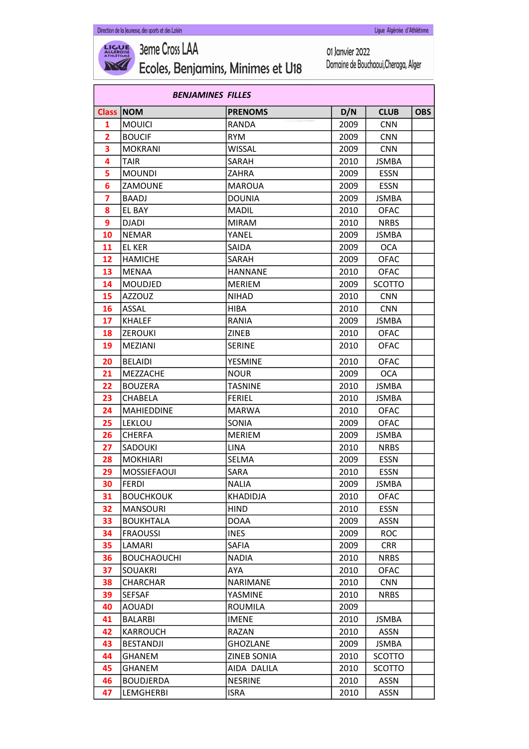Direction de la Jeunesse, des sports et des Loisirs — Ligue Algéroise d'Athlétisme

# 3eme Cross LAA
## Ecoles, Benjamins, Minimes et U18

01 Janvier 2022
Domaine de Bouchaoui,Cheraga, Alger

| BENJAMINES FILLES | | | | | |
|---|---|---|---|---|---|
| **Class** | **NOM** | **PRENOMS** | **D/N** | **CLUB** | **OBS** |
| 1 | MOUICI | RANDA | 2009 | CNN | |
| 2 | BOUCIF | RYM | 2009 | CNN | |
| 3 | MOKRANI | WISSAL | 2009 | CNN | |
| 4 | TAIR | SARAH | 2010 | JSMBA | |
| 5 | MOUNDI | ZAHRA | 2009 | ESSN | |
| 6 | ZAMOUNE | MAROUA | 2009 | ESSN | |
| 7 | BAADJ | DOUNIA | 2009 | JSMBA | |
| 8 | EL BAY | MADIL | 2010 | OFAC | |
| 9 | DJADI | MIRAM | 2010 | NRBS | |
| 10 | NEMAR | YANEL | 2009 | JSMBA | |
| 11 | EL KER | SAIDA | 2009 | OCA | |
| 12 | HAMICHE | SARAH | 2009 | OFAC | |
| 13 | MENAA | HANNANE | 2010 | OFAC | |
| 14 | MOUDJED | MERIEM | 2009 | SCOTTO | |
| 15 | AZZOUZ | NIHAD | 2010 | CNN | |
| 16 | ASSAL | HIBA | 2010 | CNN | |
| 17 | KHALEF | RANIA | 2009 | JSMBA | |
| 18 | ZEROUKI | ZINEB | 2010 | OFAC | |
| 19 | MEZIANI | SERINE | 2010 | OFAC | |
| 20 | BELAIDI | YESMINE | 2010 | OFAC | |
| 21 | MEZZACHE | NOUR | 2009 | OCA | |
| 22 | BOUZERA | TASNINE | 2010 | JSMBA | |
| 23 | CHABELA | FERIEL | 2010 | JSMBA | |
| 24 | MAHIEDDINE | MARWA | 2010 | OFAC | |
| 25 | LEKLOU | SONIA | 2009 | OFAC | |
| 26 | CHERFA | MERIEM | 2009 | JSMBA | |
| 27 | SADOUKI | LINA | 2010 | NRBS | |
| 28 | MOKHIARI | SELMA | 2009 | ESSN | |
| 29 | MOSSIEFAOUI | SARA | 2010 | ESSN | |
| 30 | FERDI | NALIA | 2009 | JSMBA | |
| 31 | BOUCHKOUK | KHADIDJA | 2010 | OFAC | |
| 32 | MANSOURI | HIND | 2010 | ESSN | |
| 33 | BOUKHTALA | DOAA | 2009 | ASSN | |
| 34 | FRAOUSSI | INES | 2009 | ROC | |
| 35 | LAMARI | SAFIA | 2009 | CRR | |
| 36 | BOUCHAOUCHI | NADIA | 2010 | NRBS | |
| 37 | SOUAKRI | AYA | 2010 | OFAC | |
| 38 | CHARCHAR | NARIMANE | 2010 | CNN | |
| 39 | SEFSAF | YASMINE | 2010 | NRBS | |
| 40 | AOUADI | ROUMILA | 2009 | | |
| 41 | BALARBI | IMENE | 2010 | JSMBA | |
| 42 | KARROUCH | RAZAN | 2010 | ASSN | |
| 43 | BESTANDJI | GHOZLANE | 2009 | JSMBA | |
| 44 | GHANEM | ZINEB SONIA | 2010 | SCOTTO | |
| 45 | GHANEM | AIDA DALILA | 2010 | SCOTTO | |
| 46 | BOUDJERDA | NESRINE | 2010 | ASSN | |
| 47 | LEMGHERBI | ISRA | 2010 | ASSN | |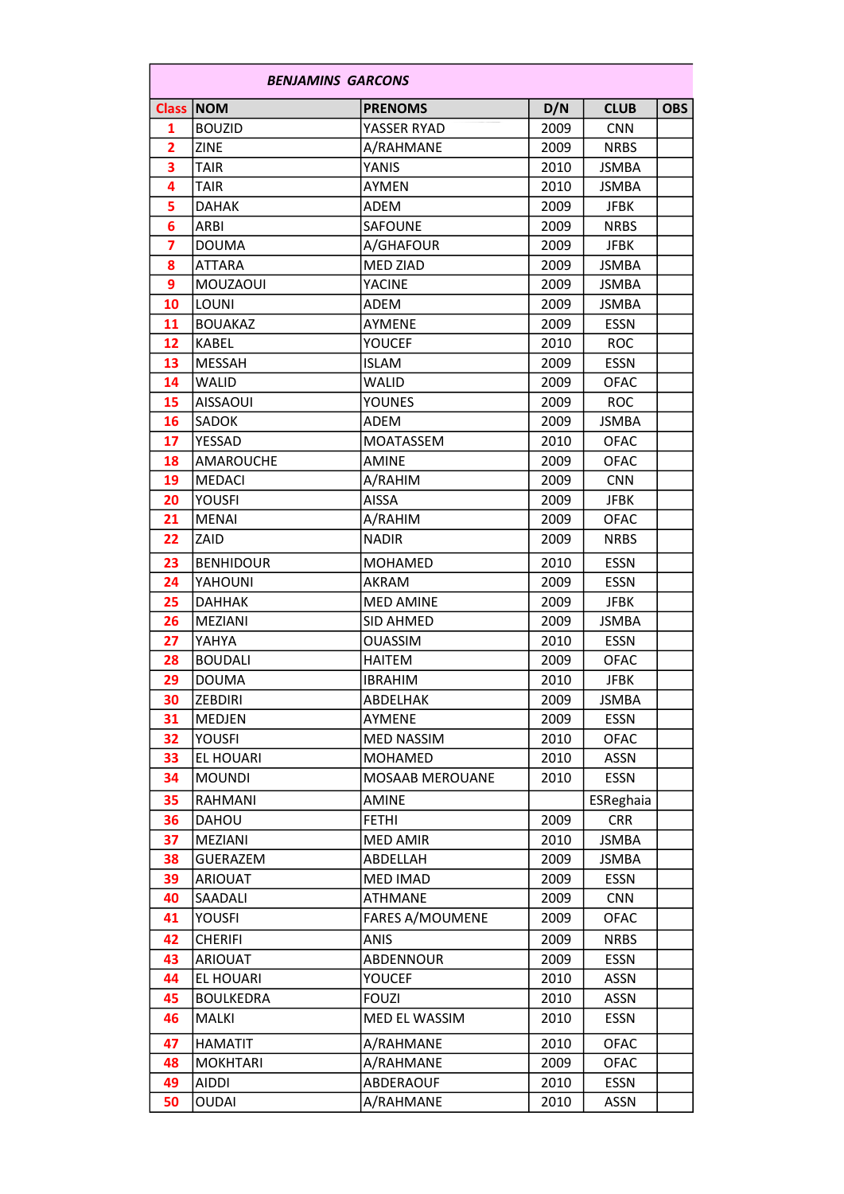| BENJAMINS GARCONS | | | | | |
|---|---|---|---|---|---|
| Class | NOM | PRENOMS | D/N | CLUB | OBS |
| 1 | BOUZID | YASSER RYAD | 2009 | CNN | |
| 2 | ZINE | A/RAHMANE | 2009 | NRBS | |
| 3 | TAIR | YANIS | 2010 | JSMBA | |
| 4 | TAIR | AYMEN | 2010 | JSMBA | |
| 5 | DAHAK | ADEM | 2009 | JFBK | |
| 6 | ARBI | SAFOUNE | 2009 | NRBS | |
| 7 | DOUMA | A/GHAFOUR | 2009 | JFBK | |
| 8 | ATTARA | MED ZIAD | 2009 | JSMBA | |
| 9 | MOUZAOUI | YACINE | 2009 | JSMBA | |
| 10 | LOUNI | ADEM | 2009 | JSMBA | |
| 11 | BOUAKAZ | AYMENE | 2009 | ESSN | |
| 12 | KABEL | YOUCEF | 2010 | ROC | |
| 13 | MESSAH | ISLAM | 2009 | ESSN | |
| 14 | WALID | WALID | 2009 | OFAC | |
| 15 | AISSAOUI | YOUNES | 2009 | ROC | |
| 16 | SADOK | ADEM | 2009 | JSMBA | |
| 17 | YESSAD | MOATASSEM | 2010 | OFAC | |
| 18 | AMAROUCHE | AMINE | 2009 | OFAC | |
| 19 | MEDACI | A/RAHIM | 2009 | CNN | |
| 20 | YOUSFI | AISSA | 2009 | JFBK | |
| 21 | MENAI | A/RAHIM | 2009 | OFAC | |
| 22 | ZAID | NADIR | 2009 | NRBS | |
| 23 | BENHIDOUR | MOHAMED | 2010 | ESSN | |
| 24 | YAHOUNI | AKRAM | 2009 | ESSN | |
| 25 | DAHHAK | MED AMINE | 2009 | JFBK | |
| 26 | MEZIANI | SID AHMED | 2009 | JSMBA | |
| 27 | YAHYA | OUASSIM | 2010 | ESSN | |
| 28 | BOUDALI | HAITEM | 2009 | OFAC | |
| 29 | DOUMA | IBRAHIM | 2010 | JFBK | |
| 30 | ZEBDIRI | ABDELHAK | 2009 | JSMBA | |
| 31 | MEDJEN | AYMENE | 2009 | ESSN | |
| 32 | YOUSFI | MED NASSIM | 2010 | OFAC | |
| 33 | EL HOUARI | MOHAMED | 2010 | ASSN | |
| 34 | MOUNDI | MOSAAB MEROUANE | 2010 | ESSN | |
| 35 | RAHMANI | AMINE | | ESReghaia | |
| 36 | DAHOU | FETHI | 2009 | CRR | |
| 37 | MEZIANI | MED AMIR | 2010 | JSMBA | |
| 38 | GUERAZEM | ABDELLAH | 2009 | JSMBA | |
| 39 | ARIOUAT | MED IMAD | 2009 | ESSN | |
| 40 | SAADALI | ATHMANE | 2009 | CNN | |
| 41 | YOUSFI | FARES A/MOUMENE | 2009 | OFAC | |
| 42 | CHERIFI | ANIS | 2009 | NRBS | |
| 43 | ARIOUAT | ABDENNOUR | 2009 | ESSN | |
| 44 | EL HOUARI | YOUCEF | 2010 | ASSN | |
| 45 | BOULKEDRA | FOUZI | 2010 | ASSN | |
| 46 | MALKI | MED EL WASSIM | 2010 | ESSN | |
| 47 | HAMATIT | A/RAHMANE | 2010 | OFAC | |
| 48 | MOKHTARI | A/RAHMANE | 2009 | OFAC | |
| 49 | AIDDI | ABDERAOUF | 2010 | ESSN | |
| 50 | OUDAI | A/RAHMANE | 2010 | ASSN | |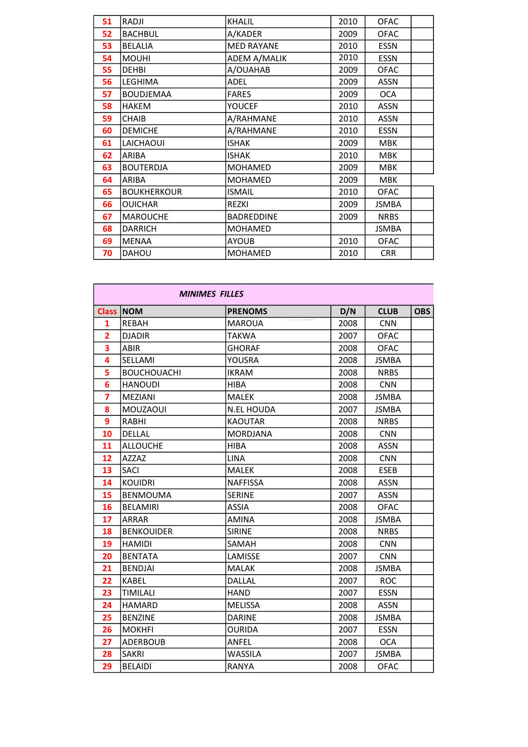| 51 | RADJI | KHALIL | 2010 | OFAC | |
|---|---|---|---|---|---|
| 52 | BACHBUL | A/KADER | 2009 | OFAC | |
| 53 | BELALIA | MED RAYANE | 2010 | ESSN | |
| 54 | MOUHI | ADEM A/MALIK | 2010 | ESSN | |
| 55 | DEHBI | A/OUAHAB | 2009 | OFAC | |
| 56 | LEGHIMA | ADEL | 2009 | ASSN | |
| 57 | BOUDJEMAA | FARES | 2009 | OCA | |
| 58 | HAKEM | YOUCEF | 2010 | ASSN | |
| 59 | CHAIB | A/RAHMANE | 2010 | ASSN | |
| 60 | DEMICHE | A/RAHMANE | 2010 | ESSN | |
| 61 | LAICHAOUI | ISHAK | 2009 | MBK | |
| 62 | ARIBA | ISHAK | 2010 | MBK | |
| 63 | BOUTERDJA | MOHAMED | 2009 | MBK | |
| 64 | ARIBA | MOHAMED | 2009 | MBK | |
| 65 | BOUKHERKOUR | ISMAIL | 2010 | OFAC | |
| 66 | OUICHAR | REZKI | 2009 | JSMBA | |
| 67 | MAROUCHE | BADREDDINE | 2009 | NRBS | |
| 68 | DARRICH | MOHAMED | | JSMBA | |
| 69 | MENAA | AYOUB | 2010 | OFAC | |
| 70 | DAHOU | MOHAMED | 2010 | CRR | |

***MINIMES FILLES***

| Class | NOM | PRENOMS | D/N | CLUB | OBS |
|---|---|---|---|---|---|
| 1 | REBAH | MAROUA | 2008 | CNN | |
| 2 | DJADIR | TAKWA | 2007 | OFAC | |
| 3 | ABIR | GHORAF | 2008 | OFAC | |
| 4 | SELLAMI | YOUSRA | 2008 | JSMBA | |
| 5 | BOUCHOUACHI | IKRAM | 2008 | NRBS | |
| 6 | HANOUDI | HIBA | 2008 | CNN | |
| 7 | MEZIANI | MALEK | 2008 | JSMBA | |
| 8 | MOUZAOUI | N.EL HOUDA | 2007 | JSMBA | |
| 9 | RABHI | KAOUTAR | 2008 | NRBS | |
| 10 | DELLAL | MORDJANA | 2008 | CNN | |
| 11 | ALLOUCHE | HIBA | 2008 | ASSN | |
| 12 | AZZAZ | LINA | 2008 | CNN | |
| 13 | SACI | MALEK | 2008 | ESEB | |
| 14 | KOUIDRI | NAFFISSA | 2008 | ASSN | |
| 15 | BENMOUMA | SERINE | 2007 | ASSN | |
| 16 | BELAMIRI | ASSIA | 2008 | OFAC | |
| 17 | ARRAR | AMINA | 2008 | JSMBA | |
| 18 | BENKOUIDER | SIRINE | 2008 | NRBS | |
| 19 | HAMIDI | SAMAH | 2008 | CNN | |
| 20 | BENTATA | LAMISSE | 2007 | CNN | |
| 21 | BENDJAI | MALAK | 2008 | JSMBA | |
| 22 | KABEL | DALLAL | 2007 | ROC | |
| 23 | TIMILALI | HAND | 2007 | ESSN | |
| 24 | HAMARD | MELISSA | 2008 | ASSN | |
| 25 | BENZINE | DARINE | 2008 | JSMBA | |
| 26 | MOKHFI | OURIDA | 2007 | ESSN | |
| 27 | ADERBOUB | ANFEL | 2008 | OCA | |
| 28 | SAKRI | WASSILA | 2007 | JSMBA | |
| 29 | BELAIDI | RANYA | 2008 | OFAC | |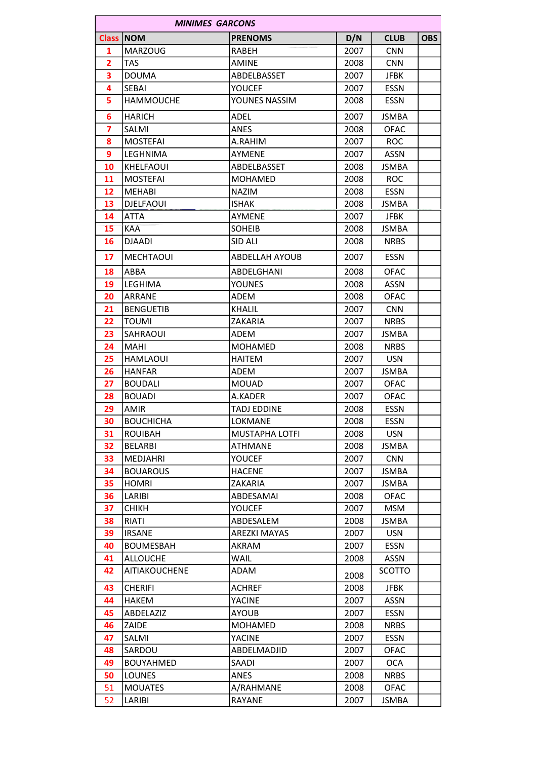| MINIMES GARCONS | | | | | |
|---|---|---|---|---|---|
| **Class** | **NOM** | **PRENOMS** | **D/N** | **CLUB** | **OBS** |
| 1 | MARZOUG | RABEH | 2007 | CNN | |
| 2 | TAS | AMINE | 2008 | CNN | |
| 3 | DOUMA | ABDELBASSET | 2007 | JFBK | |
| 4 | SEBAI | YOUCEF | 2007 | ESSN | |
| 5 | HAMMOUCHE | YOUNES NASSIM | 2008 | ESSN | |
| 6 | HARICH | ADEL | 2007 | JSMBA | |
| 7 | SALMI | ANES | 2008 | OFAC | |
| 8 | MOSTEFAI | A.RAHIM | 2007 | ROC | |
| 9 | LEGHNIMA | AYMENE | 2007 | ASSN | |
| 10 | KHELFAOUI | ABDELBASSET | 2008 | JSMBA | |
| 11 | MOSTEFAI | MOHAMED | 2008 | ROC | |
| 12 | MEHABI | NAZIM | 2008 | ESSN | |
| 13 | DJELFAOUI | ISHAK | 2008 | JSMBA | |
| 14 | ATTA | AYMENE | 2007 | JFBK | |
| 15 | KAA | SOHEIB | 2008 | JSMBA | |
| 16 | DJAADI | SID ALI | 2008 | NRBS | |
| 17 | MECHTAOUI | ABDELLAH AYOUB | 2007 | ESSN | |
| 18 | ABBA | ABDELGHANI | 2008 | OFAC | |
| 19 | LEGHIMA | YOUNES | 2008 | ASSN | |
| 20 | ARRANE | ADEM | 2008 | OFAC | |
| 21 | BENGUETIB | KHALIL | 2007 | CNN | |
| 22 | TOUMI | ZAKARIA | 2007 | NRBS | |
| 23 | SAHRAOUI | ADEM | 2007 | JSMBA | |
| 24 | MAHI | MOHAMED | 2008 | NRBS | |
| 25 | HAMLAOUI | HAITEM | 2007 | USN | |
| 26 | HANFAR | ADEM | 2007 | JSMBA | |
| 27 | BOUDALI | MOUAD | 2007 | OFAC | |
| 28 | BOUADI | A.KADER | 2007 | OFAC | |
| 29 | AMIR | TADJ EDDINE | 2008 | ESSN | |
| 30 | BOUCHICHA | LOKMANE | 2008 | ESSN | |
| 31 | ROUIBAH | MUSTAPHA LOTFI | 2008 | USN | |
| 32 | BELARBI | ATHMANE | 2008 | JSMBA | |
| 33 | MEDJAHRI | YOUCEF | 2007 | CNN | |
| 34 | BOUAROUS | HACENE | 2007 | JSMBA | |
| 35 | HOMRI | ZAKARIA | 2007 | JSMBA | |
| 36 | LARIBI | ABDESAMAI | 2008 | OFAC | |
| 37 | CHIKH | YOUCEF | 2007 | MSM | |
| 38 | RIATI | ABDESALEM | 2008 | JSMBA | |
| 39 | IRSANE | AREZKI MAYAS | 2007 | USN | |
| 40 | BOUMESBAH | AKRAM | 2007 | ESSN | |
| 41 | ALLOUCHE | WAIL | 2008 | ASSN | |
| 42 | AITIAKOUCHENE | ADAM | 2008 | SCOTTO | |
| 43 | CHERIFI | ACHREF | 2008 | JFBK | |
| 44 | HAKEM | YACINE | 2007 | ASSN | |
| 45 | ABDELAZIZ | AYOUB | 2007 | ESSN | |
| 46 | ZAIDE | MOHAMED | 2008 | NRBS | |
| 47 | SALMI | YACINE | 2007 | ESSN | |
| 48 | SARDOU | ABDELMADJID | 2007 | OFAC | |
| 49 | BOUYAHMED | SAADI | 2007 | OCA | |
| 50 | LOUNES | ANES | 2008 | NRBS | |
| 51 | MOUATES | A/RAHMANE | 2008 | OFAC | |
| 52 | LARIBI | RAYANE | 2007 | JSMBA | |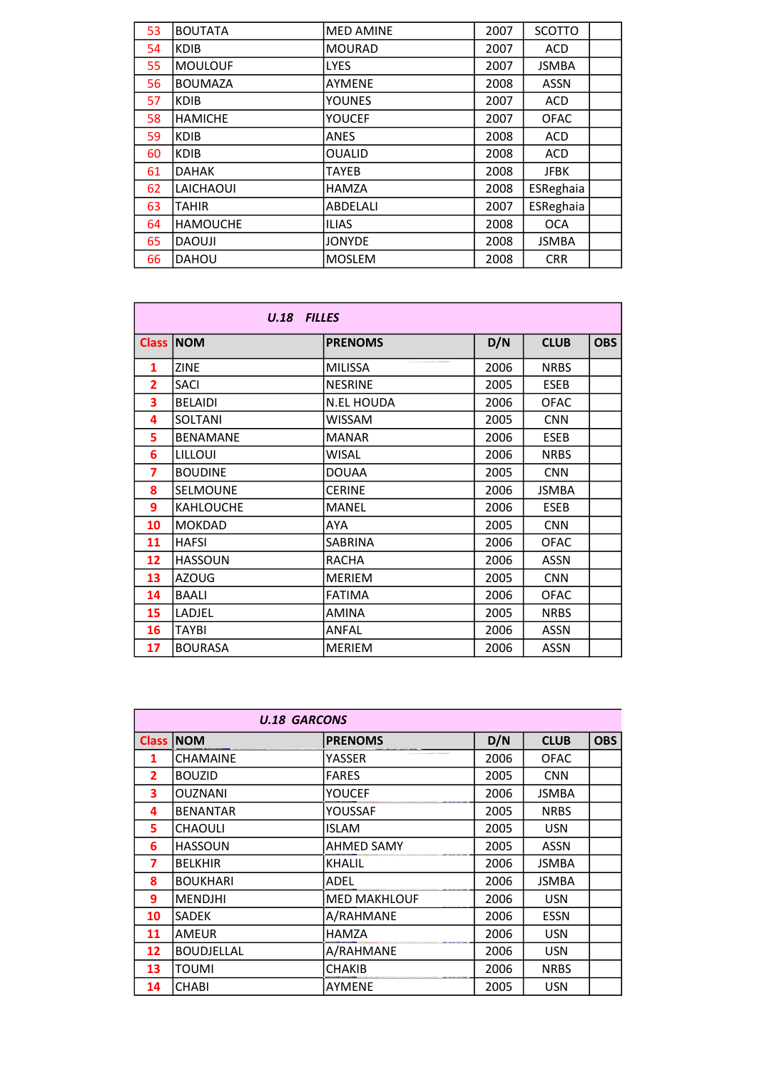| | | | | | |
|---|---|---|---|---|---|
| 53 | BOUTATA | MED AMINE | 2007 | SCOTTO | |
| 54 | KDIB | MOURAD | 2007 | ACD | |
| 55 | MOULOUF | LYES | 2007 | JSMBA | |
| 56 | BOUMAZA | AYMENE | 2008 | ASSN | |
| 57 | KDIB | YOUNES | 2007 | ACD | |
| 58 | HAMICHE | YOUCEF | 2007 | OFAC | |
| 59 | KDIB | ANES | 2008 | ACD | |
| 60 | KDIB | OUALID | 2008 | ACD | |
| 61 | DAHAK | TAYEB | 2008 | JFBK | |
| 62 | LAICHAOUI | HAMZA | 2008 | ESReghaia | |
| 63 | TAHIR | ABDELALI | 2007 | ESReghaia | |
| 64 | HAMOUCHE | ILIAS | 2008 | OCA | |
| 65 | DAOUJI | JONYDE | 2008 | JSMBA | |
| 66 | DAHOU | MOSLEM | 2008 | CRR | |

***U.18 FILLES***

| Class | NOM | PRENOMS | D/N | CLUB | OBS |
|---|---|---|---|---|---|
| 1 | ZINE | MILISSA | 2006 | NRBS | |
| 2 | SACI | NESRINE | 2005 | ESEB | |
| 3 | BELAIDI | N.EL HOUDA | 2006 | OFAC | |
| 4 | SOLTANI | WISSAM | 2005 | CNN | |
| 5 | BENAMANE | MANAR | 2006 | ESEB | |
| 6 | LILLOUI | WISAL | 2006 | NRBS | |
| 7 | BOUDINE | DOUAA | 2005 | CNN | |
| 8 | SELMOUNE | CERINE | 2006 | JSMBA | |
| 9 | KAHLOUCHE | MANEL | 2006 | ESEB | |
| 10 | MOKDAD | AYA | 2005 | CNN | |
| 11 | HAFSI | SABRINA | 2006 | OFAC | |
| 12 | HASSOUN | RACHA | 2006 | ASSN | |
| 13 | AZOUG | MERIEM | 2005 | CNN | |
| 14 | BAALI | FATIMA | 2006 | OFAC | |
| 15 | LADJEL | AMINA | 2005 | NRBS | |
| 16 | TAYBI | ANFAL | 2006 | ASSN | |
| 17 | BOURASA | MERIEM | 2006 | ASSN | |

***U.18 GARCONS***

| Class | NOM | PRENOMS | D/N | CLUB | OBS |
|---|---|---|---|---|---|
| 1 | CHAMAINE | YASSER | 2006 | OFAC | |
| 2 | BOUZID | FARES | 2005 | CNN | |
| 3 | OUZNANI | YOUCEF | 2006 | JSMBA | |
| 4 | BENANTAR | YOUSSAF | 2005 | NRBS | |
| 5 | CHAOULI | ISLAM | 2005 | USN | |
| 6 | HASSOUN | AHMED SAMY | 2005 | ASSN | |
| 7 | BELKHIR | KHALIL | 2006 | JSMBA | |
| 8 | BOUKHARI | ADEL | 2006 | JSMBA | |
| 9 | MENDJHI | MED MAKHLOUF | 2006 | USN | |
| 10 | SADEK | A/RAHMANE | 2006 | ESSN | |
| 11 | AMEUR | HAMZA | 2006 | USN | |
| 12 | BOUDJELLAL | A/RAHMANE | 2006 | USN | |
| 13 | TOUMI | CHAKIB | 2006 | NRBS | |
| 14 | CHABI | AYMENE | 2005 | USN | |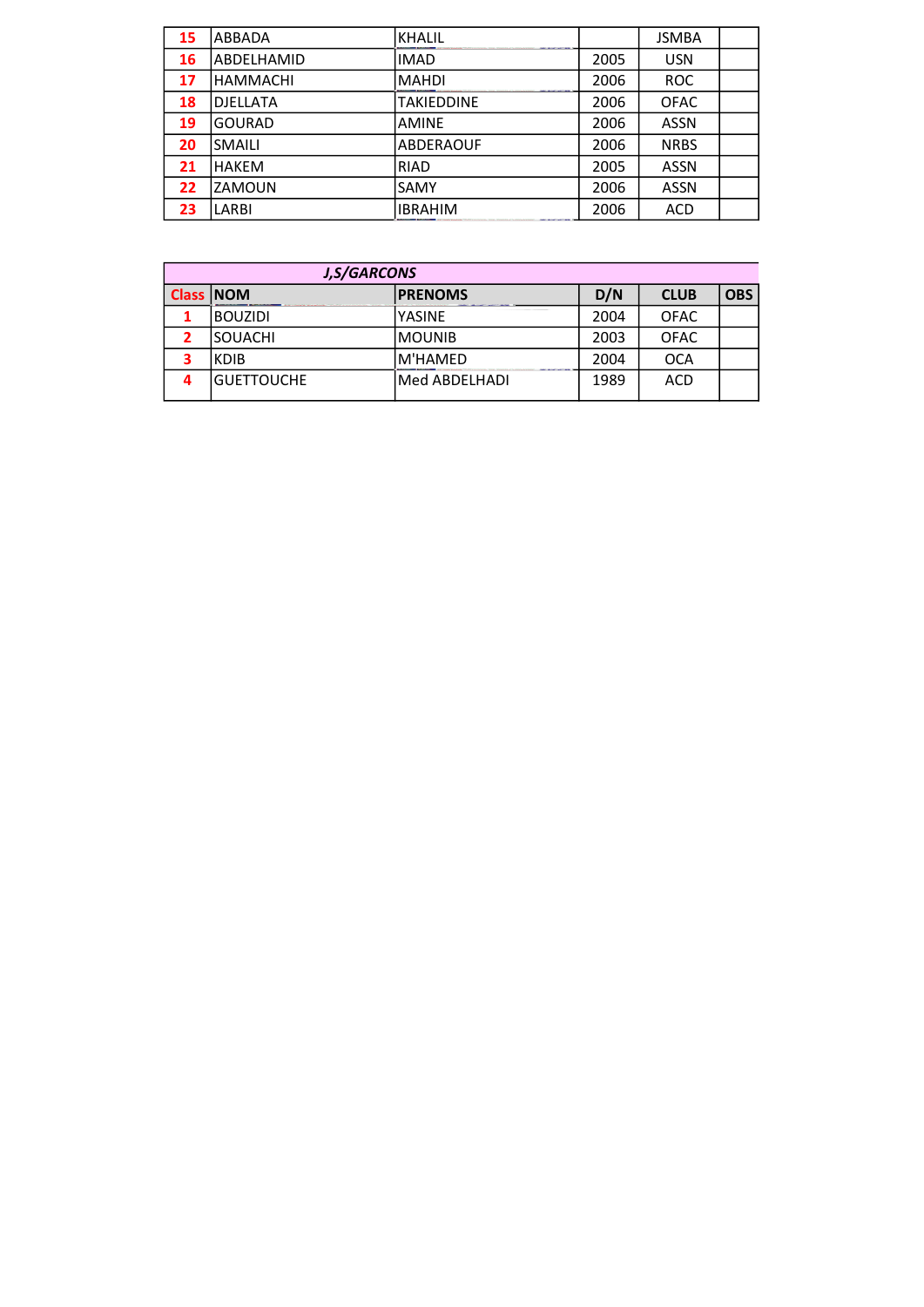| | | | | | |
|---|---|---|---|---|---|
| 15 | ABBADA | KHALIL | | JSMBA | |
| 16 | ABDELHAMID | IMAD | 2005 | USN | |
| 17 | HAMMACHI | MAHDI | 2006 | ROC | |
| 18 | DJELLATA | TAKIEDDINE | 2006 | OFAC | |
| 19 | GOURAD | AMINE | 2006 | ASSN | |
| 20 | SMAILI | ABDERAOUF | 2006 | NRBS | |
| 21 | HAKEM | RIAD | 2005 | ASSN | |
| 22 | ZAMOUN | SAMY | 2006 | ASSN | |
| 23 | LARBI | IBRAHIM | 2006 | ACD | |

| *J,S/GARCONS* | | | | | |
|---|---|---|---|---|---|
| **Class** | **NOM** | **PRENOMS** | **D/N** | **CLUB** | **OBS** |
| 1 | BOUZIDI | YASINE | 2004 | OFAC | |
| 2 | SOUACHI | MOUNIB | 2003 | OFAC | |
| 3 | KDIB | M'HAMED | 2004 | OCA | |
| 4 | GUETTOUCHE | Med ABDELHADI | 1989 | ACD | |